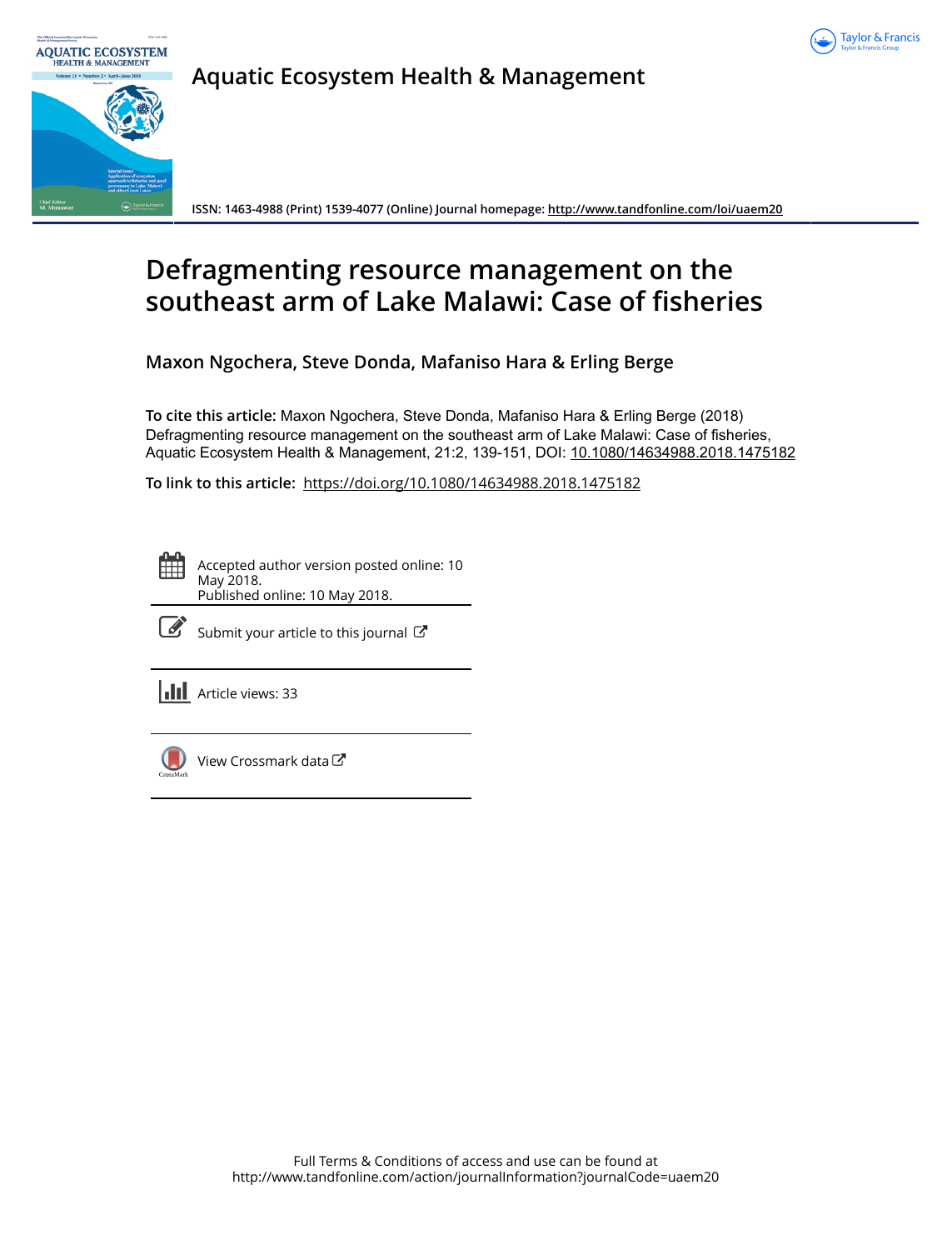# Aquatic Ecosystem Health & Management

ISSN: 1463-4988 (Print) 1539-4077 (Online) Journal homepage: http://www.tandfonline.com/loi/uaem20

## Defragmenting resource management on the southeast arm of Lake Malawi: Case of fisheries

**Maxon Ngochera, Steve Donda, Mafaniso Hara & Erling Berge**

**To cite this article:** Maxon Ngochera, Steve Donda, Mafaniso Hara & Erling Berge (2018) Defragmenting resource management on the southeast arm of Lake Malawi: Case of fisheries, Aquatic Ecosystem Health & Management, 21:2, 139-151, DOI: 10.1080/14634988.2018.1475182

**To link to this article:** https://doi.org/10.1080/14634988.2018.1475182

Accepted author version posted online: 10 May 2018.
Published online: 10 May 2018.

Submit your article to this journal

Article views: 33

View Crossmark data

Full Terms & Conditions of access and use can be found at
http://www.tandfonline.com/action/journalInformation?journalCode=uaem20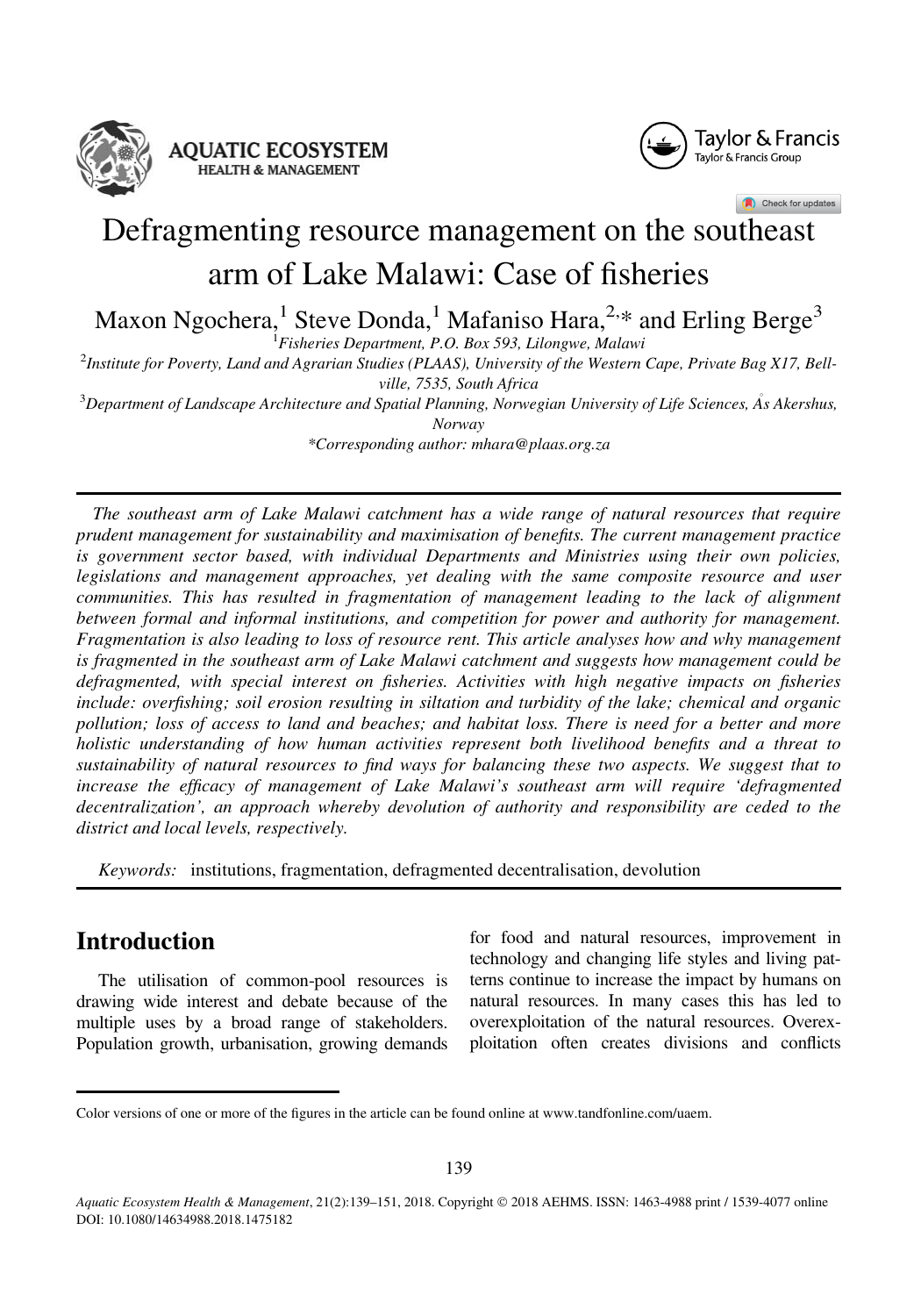# Defragmenting resource management on the southeast arm of Lake Malawi: Case of fisheries

Maxon Ngochera,[1] Steve Donda,[1] Mafaniso Hara,[2,*] and Erling Berge[3]

[1]*Fisheries Department, P.O. Box 593, Lilongwe, Malawi*

[2]*Institute for Poverty, Land and Agrarian Studies (PLAAS), University of the Western Cape, Private Bag X17, Bellville, 7535, South Africa*

[3]*Department of Landscape Architecture and Spatial Planning, Norwegian University of Life Sciences, Ås Akershus, Norway*

*\*Corresponding author: mhara@plaas.org.za*

---

*The southeast arm of Lake Malawi catchment has a wide range of natural resources that require prudent management for sustainability and maximisation of benefits. The current management practice is government sector based, with individual Departments and Ministries using their own policies, legislations and management approaches, yet dealing with the same composite resource and user communities. This has resulted in fragmentation of management leading to the lack of alignment between formal and informal institutions, and competition for power and authority for management. Fragmentation is also leading to loss of resource rent. This article analyses how and why management is fragmented in the southeast arm of Lake Malawi catchment and suggests how management could be defragmented, with special interest on fisheries. Activities with high negative impacts on fisheries include: overfishing; soil erosion resulting in siltation and turbidity of the lake; chemical and organic pollution; loss of access to land and beaches; and habitat loss. There is need for a better and more holistic understanding of how human activities represent both livelihood benefits and a threat to sustainability of natural resources to find ways for balancing these two aspects. We suggest that to increase the efficacy of management of Lake Malawi's southeast arm will require 'defragmented decentralization', an approach whereby devolution of authority and responsibility are ceded to the district and local levels, respectively.*

*Keywords:* institutions, fragmentation, defragmented decentralisation, devolution

---

## Introduction

The utilisation of common-pool resources is drawing wide interest and debate because of the multiple uses by a broad range of stakeholders. Population growth, urbanisation, growing demands for food and natural resources, improvement in technology and changing life styles and living patterns continue to increase the impact by humans on natural resources. In many cases this has led to overexploitation of the natural resources. Overexploitation often creates divisions and conflicts

---

Color versions of one or more of the figures in the article can be found online at www.tandfonline.com/uaem.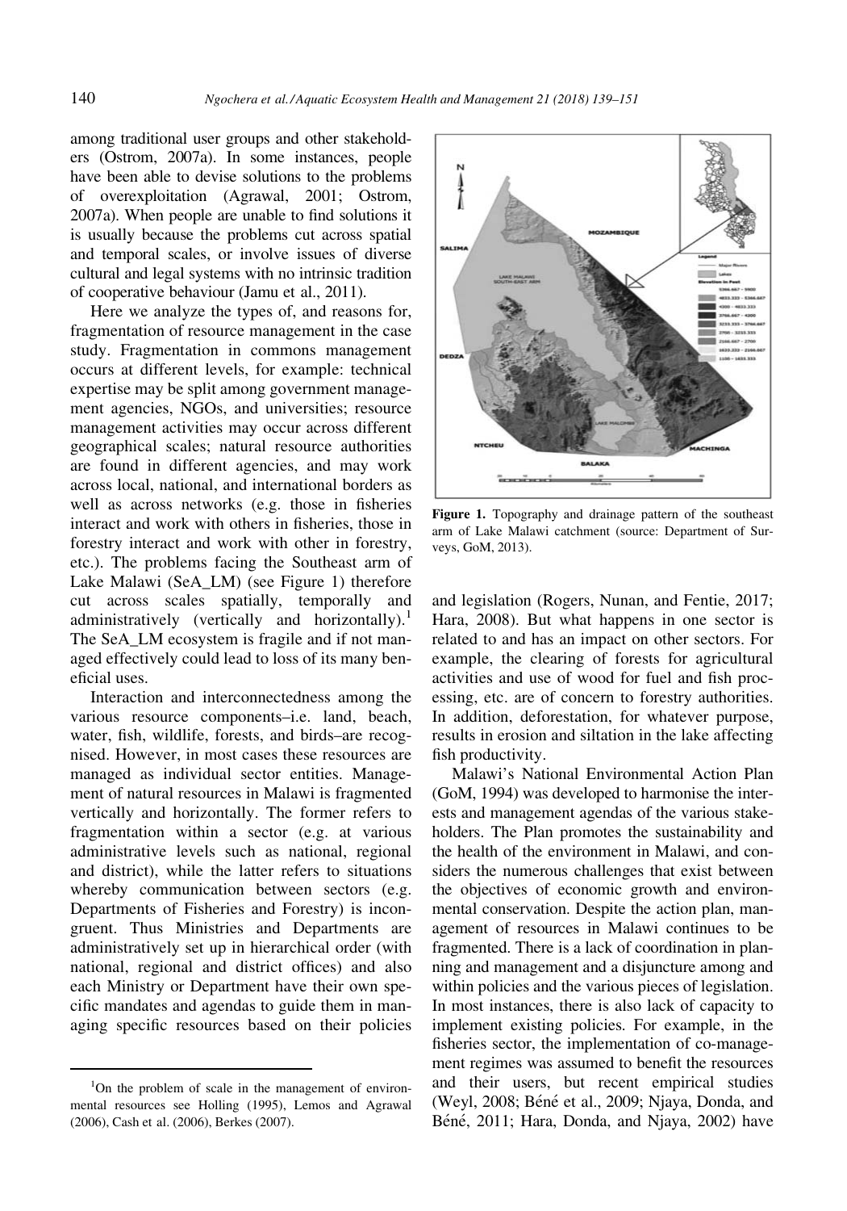among traditional user groups and other stakeholders (Ostrom, 2007a). In some instances, people have been able to devise solutions to the problems of overexploitation (Agrawal, 2001; Ostrom, 2007a). When people are unable to find solutions it is usually because the problems cut across spatial and temporal scales, or involve issues of diverse cultural and legal systems with no intrinsic tradition of cooperative behaviour (Jamu et al., 2011).

Here we analyze the types of, and reasons for, fragmentation of resource management in the case study. Fragmentation in commons management occurs at different levels, for example: technical expertise may be split among government management agencies, NGOs, and universities; resource management activities may occur across different geographical scales; natural resource authorities are found in different agencies, and may work across local, national, and international borders as well as across networks (e.g. those in fisheries interact and work with others in fisheries, those in forestry interact and work with other in forestry, etc.). The problems facing the Southeast arm of Lake Malawi (SeA_LM) (see Figure 1) therefore cut across scales spatially, temporally and administratively (vertically and horizontally).[1] The SeA_LM ecosystem is fragile and if not managed effectively could lead to loss of its many beneficial uses.

Interaction and interconnectedness among the various resource components–i.e. land, beach, water, fish, wildlife, forests, and birds–are recognised. However, in most cases these resources are managed as individual sector entities. Management of natural resources in Malawi is fragmented vertically and horizontally. The former refers to fragmentation within a sector (e.g. at various administrative levels such as national, regional and district), while the latter refers to situations whereby communication between sectors (e.g. Departments of Fisheries and Forestry) is incongruent. Thus Ministries and Departments are administratively set up in hierarchical order (with national, regional and district offices) and also each Ministry or Department have their own specific mandates and agendas to guide them in managing specific resources based on their policies and legislation (Rogers, Nunan, and Fentie, 2017; Hara, 2008). But what happens in one sector is related to and has an impact on other sectors. For example, the clearing of forests for agricultural activities and use of wood for fuel and fish processing, etc. are of concern to forestry authorities. In addition, deforestation, for whatever purpose, results in erosion and siltation in the lake affecting fish productivity.

**Figure 1.** Topography and drainage pattern of the southeast arm of Lake Malawi catchment (source: Department of Surveys, GoM, 2013).

Malawi's National Environmental Action Plan (GoM, 1994) was developed to harmonise the interests and management agendas of the various stakeholders. The Plan promotes the sustainability and the health of the environment in Malawi, and considers the numerous challenges that exist between the objectives of economic growth and environmental conservation. Despite the action plan, management of resources in Malawi continues to be fragmented. There is a lack of coordination in planning and management and a disjuncture among and within policies and the various pieces of legislation. In most instances, there is also lack of capacity to implement existing policies. For example, in the fisheries sector, the implementation of co-management regimes was assumed to benefit the resources and their users, but recent empirical studies (Weyl, 2008; Béné et al., 2009; Njaya, Donda, and Béné, 2011; Hara, Donda, and Njaya, 2002) have

[1] On the problem of scale in the management of environmental resources see Holling (1995), Lemos and Agrawal (2006), Cash et al. (2006), Berkes (2007).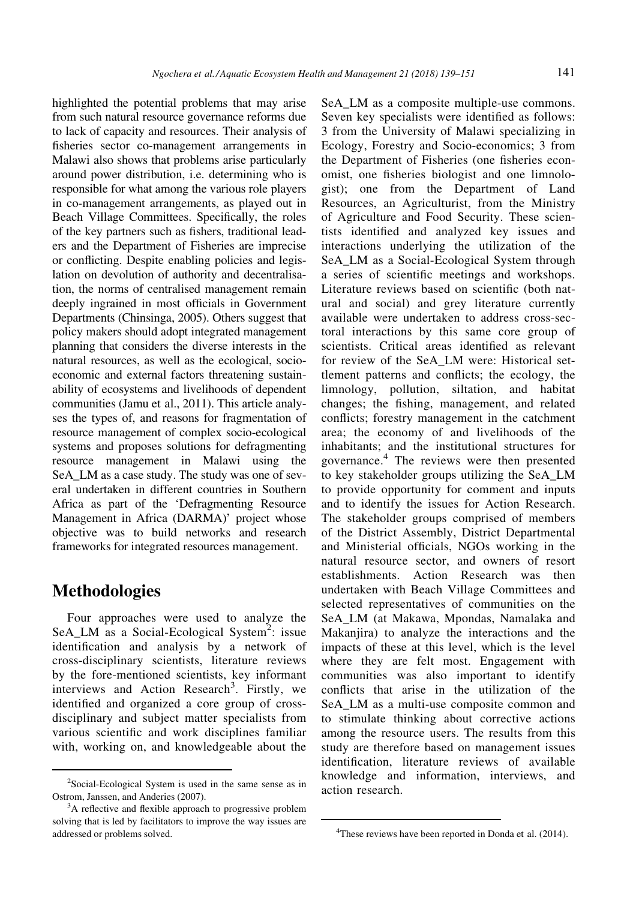highlighted the potential problems that may arise from such natural resource governance reforms due to lack of capacity and resources. Their analysis of fisheries sector co-management arrangements in Malawi also shows that problems arise particularly around power distribution, i.e. determining who is responsible for what among the various role players in co-management arrangements, as played out in Beach Village Committees. Specifically, the roles of the key partners such as fishers, traditional leaders and the Department of Fisheries are imprecise or conflicting. Despite enabling policies and legislation on devolution of authority and decentralisation, the norms of centralised management remain deeply ingrained in most officials in Government Departments (Chinsinga, 2005). Others suggest that policy makers should adopt integrated management planning that considers the diverse interests in the natural resources, as well as the ecological, socio-economic and external factors threatening sustainability of ecosystems and livelihoods of dependent communities (Jamu et al., 2011). This article analyses the types of, and reasons for fragmentation of resource management of complex socio-ecological systems and proposes solutions for defragmenting resource management in Malawi using the SeA_LM as a case study. The study was one of several undertaken in different countries in Southern Africa as part of the 'Defragmenting Resource Management in Africa (DARMA)' project whose objective was to build networks and research frameworks for integrated resources management.

## Methodologies

Four approaches were used to analyze the SeA_LM as a Social-Ecological System[2]: issue identification and analysis by a network of cross-disciplinary scientists, literature reviews by the fore-mentioned scientists, key informant interviews and Action Research[3]. Firstly, we identified and organized a core group of cross-disciplinary and subject matter specialists from various scientific and work disciplines familiar with, working on, and knowledgeable about the SeA_LM as a composite multiple-use commons. Seven key specialists were identified as follows: 3 from the University of Malawi specializing in Ecology, Forestry and Socio-economics; 3 from the Department of Fisheries (one fisheries economist, one fisheries biologist and one limnologist); one from the Department of Land Resources, an Agriculturist, from the Ministry of Agriculture and Food Security. These scientists identified and analyzed key issues and interactions underlying the utilization of the SeA_LM as a Social-Ecological System through a series of scientific meetings and workshops. Literature reviews based on scientific (both natural and social) and grey literature currently available were undertaken to address cross-sectoral interactions by this same core group of scientists. Critical areas identified as relevant for review of the SeA_LM were: Historical settlement patterns and conflicts; the ecology, the limnology, pollution, siltation, and habitat changes; the fishing, management, and related conflicts; forestry management in the catchment area; the economy of and livelihoods of the inhabitants; and the institutional structures for governance.[4] The reviews were then presented to key stakeholder groups utilizing the SeA_LM to provide opportunity for comment and inputs and to identify the issues for Action Research. The stakeholder groups comprised of members of the District Assembly, District Departmental and Ministerial officials, NGOs working in the natural resource sector, and owners of resort establishments. Action Research was then undertaken with Beach Village Committees and selected representatives of communities on the SeA_LM (at Makawa, Mpondas, Namalaka and Makanjira) to analyze the interactions and the impacts of these at this level, which is the level where they are felt most. Engagement with communities was also important to identify conflicts that arise in the utilization of the SeA_LM as a multi-use composite common and to stimulate thinking about corrective actions among the resource users. The results from this study are therefore based on management issues identification, literature reviews of available knowledge and information, interviews, and action research.

[2]Social-Ecological System is used in the same sense as in Ostrom, Janssen, and Anderies (2007).

[3]A reflective and flexible approach to progressive problem solving that is led by facilitators to improve the way issues are addressed or problems solved.

[4]These reviews have been reported in Donda et al. (2014).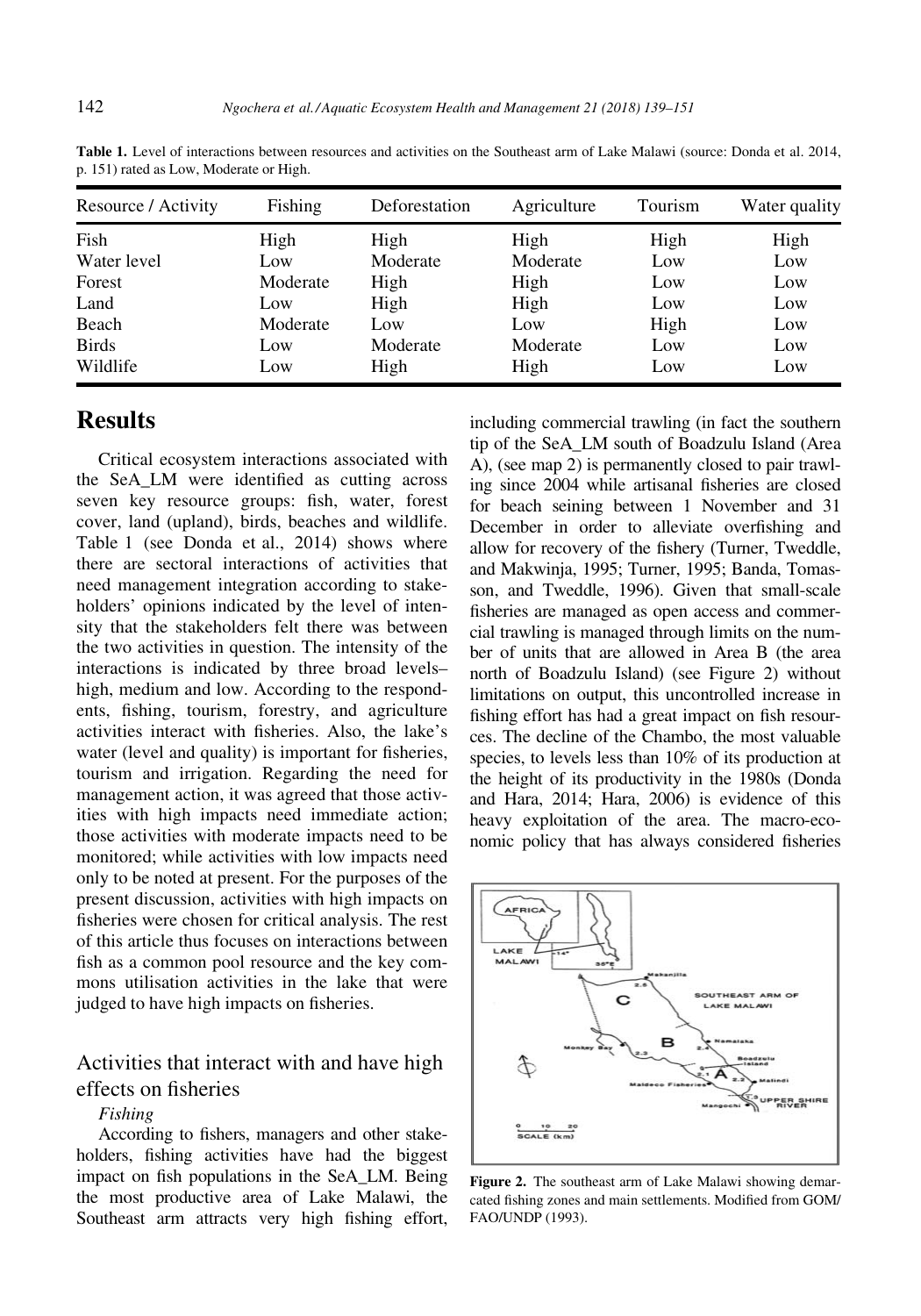**Table 1.** Level of interactions between resources and activities on the Southeast arm of Lake Malawi (source: Donda et al. 2014, p. 151) rated as Low, Moderate or High.

| Resource / Activity | Fishing | Deforestation | Agriculture | Tourism | Water quality |
|---|---|---|---|---|---|
| Fish | High | High | High | High | High |
| Water level | Low | Moderate | Moderate | Low | Low |
| Forest | Moderate | High | High | Low | Low |
| Land | Low | High | High | Low | Low |
| Beach | Moderate | Low | Low | High | Low |
| Birds | Low | Moderate | Moderate | Low | Low |
| Wildlife | Low | High | High | Low | Low |

# Results

Critical ecosystem interactions associated with the SeA_LM were identified as cutting across seven key resource groups: fish, water, forest cover, land (upland), birds, beaches and wildlife. Table 1 (see Donda et al., 2014) shows where there are sectoral interactions of activities that need management integration according to stakeholders' opinions indicated by the level of intensity that the stakeholders felt there was between the two activities in question. The intensity of the interactions is indicated by three broad levels– high, medium and low. According to the respondents, fishing, tourism, forestry, and agriculture activities interact with fisheries. Also, the lake's water (level and quality) is important for fisheries, tourism and irrigation. Regarding the need for management action, it was agreed that those activities with high impacts need immediate action; those activities with moderate impacts need to be monitored; while activities with low impacts need only to be noted at present. For the purposes of the present discussion, activities with high impacts on fisheries were chosen for critical analysis. The rest of this article thus focuses on interactions between fish as a common pool resource and the key commons utilisation activities in the lake that were judged to have high impacts on fisheries.

## Activities that interact with and have high effects on fisheries

*Fishing*

According to fishers, managers and other stakeholders, fishing activities have had the biggest impact on fish populations in the SeA_LM. Being the most productive area of Lake Malawi, the Southeast arm attracts very high fishing effort, including commercial trawling (in fact the southern tip of the SeA_LM south of Boadzulu Island (Area A), (see map 2) is permanently closed to pair trawling since 2004 while artisanal fisheries are closed for beach seining between 1 November and 31 December in order to alleviate overfishing and allow for recovery of the fishery (Turner, Tweddle, and Makwinja, 1995; Turner, 1995; Banda, Tomasson, and Tweddle, 1996). Given that small-scale fisheries are managed as open access and commercial trawling is managed through limits on the number of units that are allowed in Area B (the area north of Boadzulu Island) (see Figure 2) without limitations on output, this uncontrolled increase in fishing effort has a great impact on fish resources. The decline of the Chambo, the most valuable species, to levels less than 10% of its production at the height of its productivity in the 1980s (Donda and Hara, 2014; Hara, 2006) is evidence of this heavy exploitation of the area. The macro-economic policy that has always considered fisheries

**Figure 2.** The southeast arm of Lake Malawi showing demarcated fishing zones and main settlements. Modified from GOM/FAO/UNDP (1993).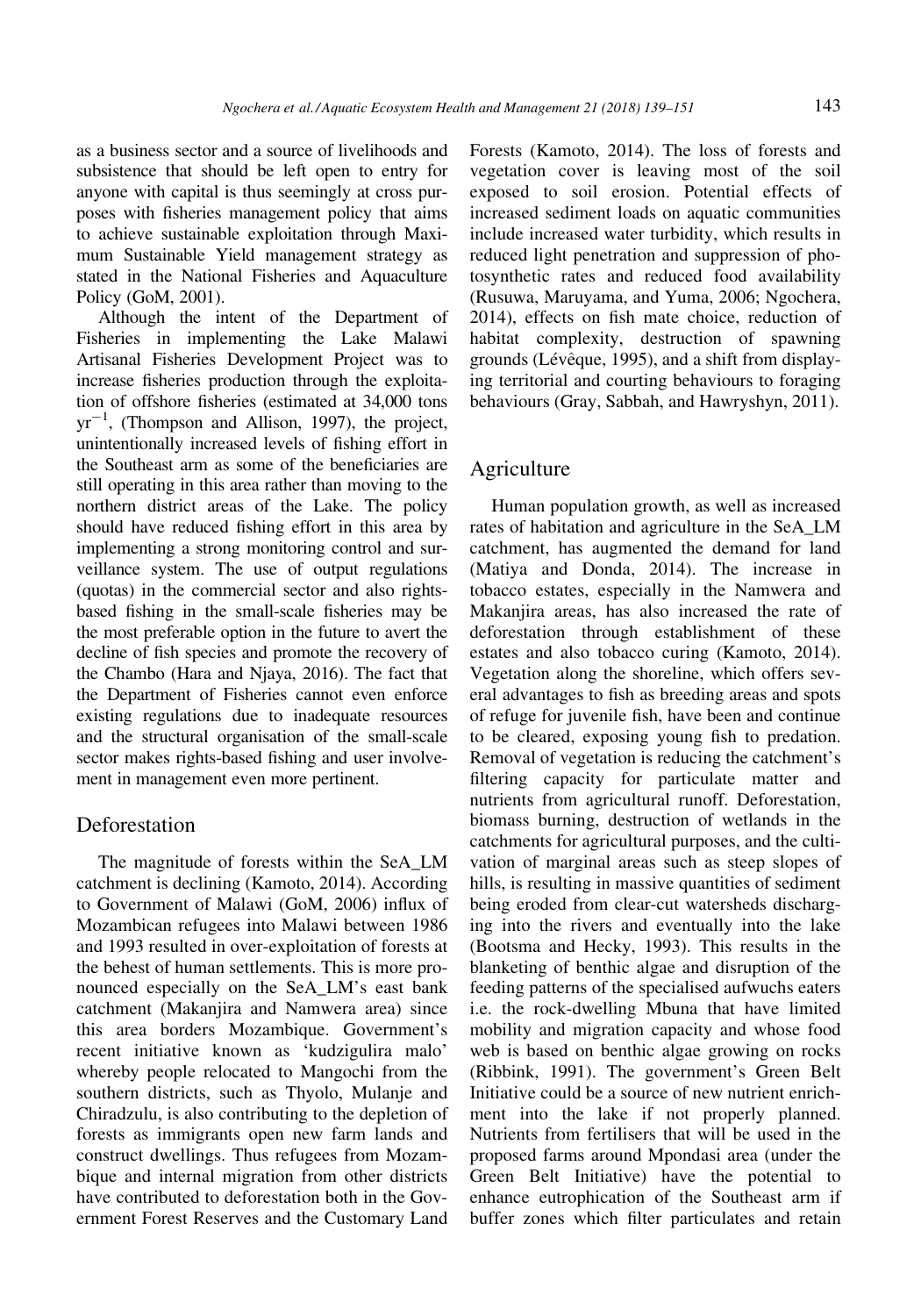as a business sector and a source of livelihoods and subsistence that should be left open to entry for anyone with capital is thus seemingly at cross purposes with fisheries management policy that aims to achieve sustainable exploitation through Maximum Sustainable Yield management strategy as stated in the National Fisheries and Aquaculture Policy (GoM, 2001).

Although the intent of the Department of Fisheries in implementing the Lake Malawi Artisanal Fisheries Development Project was to increase fisheries production through the exploitation of offshore fisheries (estimated at 34,000 tons $yr^{-1}$, (Thompson and Allison, 1997), the project, unintentionally increased levels of fishing effort in the Southeast arm as some of the beneficiaries are still operating in this area rather than moving to the northern district areas of the Lake. The policy should have reduced fishing effort in this area by implementing a strong monitoring control and surveillance system. The use of output regulations (quotas) in the commercial sector and also rights-based fishing in the small-scale fisheries may be the most preferable option in the future to avert the decline of fish species and promote the recovery of the Chambo (Hara and Njaya, 2016). The fact that the Department of Fisheries cannot even enforce existing regulations due to inadequate resources and the structural organisation of the small-scale sector makes rights-based fishing and user involvement in management even more pertinent.

## Deforestation

The magnitude of forests within the SeA_LM catchment is declining (Kamoto, 2014). According to Government of Malawi (GoM, 2006) influx of Mozambican refugees into Malawi between 1986 and 1993 resulted in over-exploitation of forests at the behest of human settlements. This is more pronounced especially on the SeA_LM's east bank catchment (Makanjira and Namwera area) since this area borders Mozambique. Government's recent initiative known as 'kudzigulira malo' whereby people relocated to Mangochi from the southern districts, such as Thyolo, Mulanje and Chiradzulu, is also contributing to the depletion of forests as immigrants open new farm lands and construct dwellings. Thus refugees from Mozambique and internal migration from other districts have contributed to deforestation both in the Government Forest Reserves and the Customary Land Forests (Kamoto, 2014). The loss of forests and vegetation cover is leaving most of the soil exposed to soil erosion. Potential effects of increased sediment loads on aquatic communities include increased water turbidity, which results in reduced light penetration and suppression of photosynthetic rates and reduced food availability (Rusuwa, Maruyama, and Yuma, 2006; Ngochera, 2014), effects on fish mate choice, reduction of habitat complexity, destruction of spawning grounds (Lévêque, 1995), and a shift from displaying territorial and courting behaviours to foraging behaviours (Gray, Sabbah, and Hawryshyn, 2011).

## Agriculture

Human population growth, as well as increased rates of habitation and agriculture in the SeA_LM catchment, has augmented the demand for land (Matiya and Donda, 2014). The increase in tobacco estates, especially in the Namwera and Makanjira areas, has also increased the rate of deforestation through establishment of these estates and also tobacco curing (Kamoto, 2014). Vegetation along the shoreline, which offers several advantages to fish as breeding areas and spots of refuge for juvenile fish, have been and continue to be cleared, exposing young fish to predation. Removal of vegetation is reducing the catchment's filtering capacity for particulate matter and nutrients from agricultural runoff. Deforestation, biomass burning, destruction of wetlands in the catchments for agricultural purposes, and the cultivation of marginal areas such as steep slopes of hills, is resulting in massive quantities of sediment being eroded from clear-cut watersheds discharging into the rivers and eventually into the lake (Bootsma and Hecky, 1993). This results in the blanketing of benthic algae and disruption of the feeding patterns of the specialised aufwuchs eaters i.e. the rock-dwelling Mbuna that have limited mobility and migration capacity and whose food web is based on benthic algae growing on rocks (Ribbink, 1991). The government's Green Belt Initiative could be a source of new nutrient enrichment into the lake if not properly planned. Nutrients from fertilisers that will be used in the proposed farms around Mpondasi area (under the Green Belt Initiative) have the potential to enhance eutrophication of the Southeast arm if buffer zones which filter particulates and retain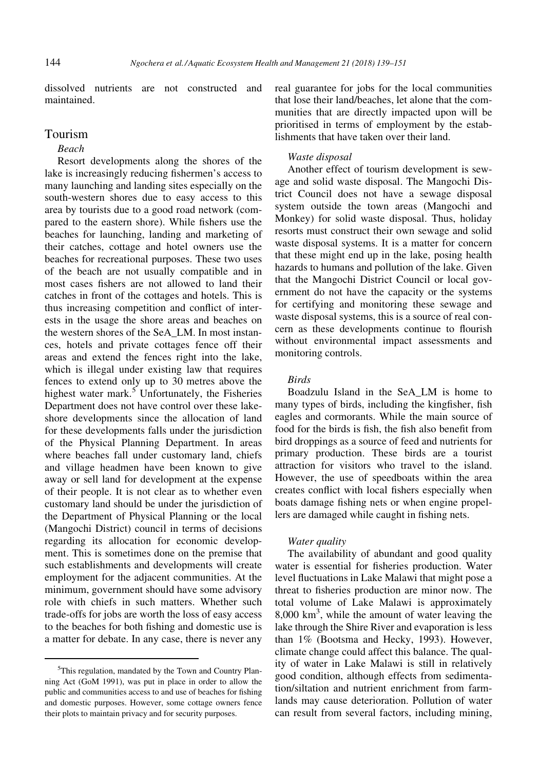dissolved nutrients are not constructed and maintained.

## Tourism

*Beach*

Resort developments along the shores of the lake is increasingly reducing fishermen's access to many launching and landing sites especially on the south-western shores due to easy access to this area by tourists due to a good road network (compared to the eastern shore). While fishers use the beaches for launching, landing and marketing of their catches, cottage and hotel owners use the beaches for recreational purposes. These two uses of the beach are not usually compatible and in most cases fishers are not allowed to land their catches in front of the cottages and hotels. This is thus increasing competition and conflict of interests in the usage the shore areas and beaches on the western shores of the SeA_LM. In most instances, hotels and private cottages fence off their areas and extend the fences right into the lake, which is illegal under existing law that requires fences to extend only up to 30 metres above the highest water mark.[5] Unfortunately, the Fisheries Department does not have control over these lakeshore developments since the allocation of land for these developments falls under the jurisdiction of the Physical Planning Department. In areas where beaches fall under customary land, chiefs and village headmen have been known to give away or sell land for development at the expense of their people. It is not clear as to whether even customary land should be under the jurisdiction of the Department of Physical Planning or the local (Mangochi District) council in terms of decisions regarding its allocation for economic development. This is sometimes done on the premise that such establishments and developments will create employment for the adjacent communities. At the minimum, government should have some advisory role with chiefs in such matters. Whether such trade-offs for jobs are worth the loss of easy access to the beaches for both fishing and domestic use is a matter for debate. In any case, there is never any real guarantee for jobs for the local communities that lose their land/beaches, let alone that the communities that are directly impacted upon will be prioritised in terms of employment by the establishments that have taken over their land.

*Waste disposal*

Another effect of tourism development is sewage and solid waste disposal. The Mangochi District Council does not have a sewage disposal system outside the town areas (Mangochi and Monkey) for solid waste disposal. Thus, holiday resorts must construct their own sewage and solid waste disposal systems. It is a matter for concern that these might end up in the lake, posing health hazards to humans and pollution of the lake. Given that the Mangochi District Council or local government do not have the capacity or the systems for certifying and monitoring these sewage and waste disposal systems, this is a source of real concern as these developments continue to flourish without environmental impact assessments and monitoring controls.

*Birds*

Boadzulu Island in the SeA_LM is home to many types of birds, including the kingfisher, fish eagles and cormorants. While the main source of food for the birds is fish, the fish also benefit from bird droppings as a source of feed and nutrients for primary production. These birds are a tourist attraction for visitors who travel to the island. However, the use of speedboats within the area creates conflict with local fishers especially when boats damage fishing nets or when engine propellers are damaged while caught in fishing nets.

*Water quality*

The availability of abundant and good quality water is essential for fisheries production. Water level fluctuations in Lake Malawi that might pose a threat to fisheries production are minor now. The total volume of Lake Malawi is approximately 8,000 $km^3$, while the amount of water leaving the lake through the Shire River and evaporation is less than 1% (Bootsma and Hecky, 1993). However, climate change could affect this balance. The quality of water in Lake Malawi is still in relatively good condition, although effects from sedimentation/siltation and nutrient enrichment from farmlands may cause deterioration. Pollution of water can result from several factors, including mining,

[5]This regulation, mandated by the Town and Country Planning Act (GoM 1991), was put in place in order to allow the public and communities access to and use of beaches for fishing and domestic purposes. However, some cottage owners fence their plots to maintain privacy and for security purposes.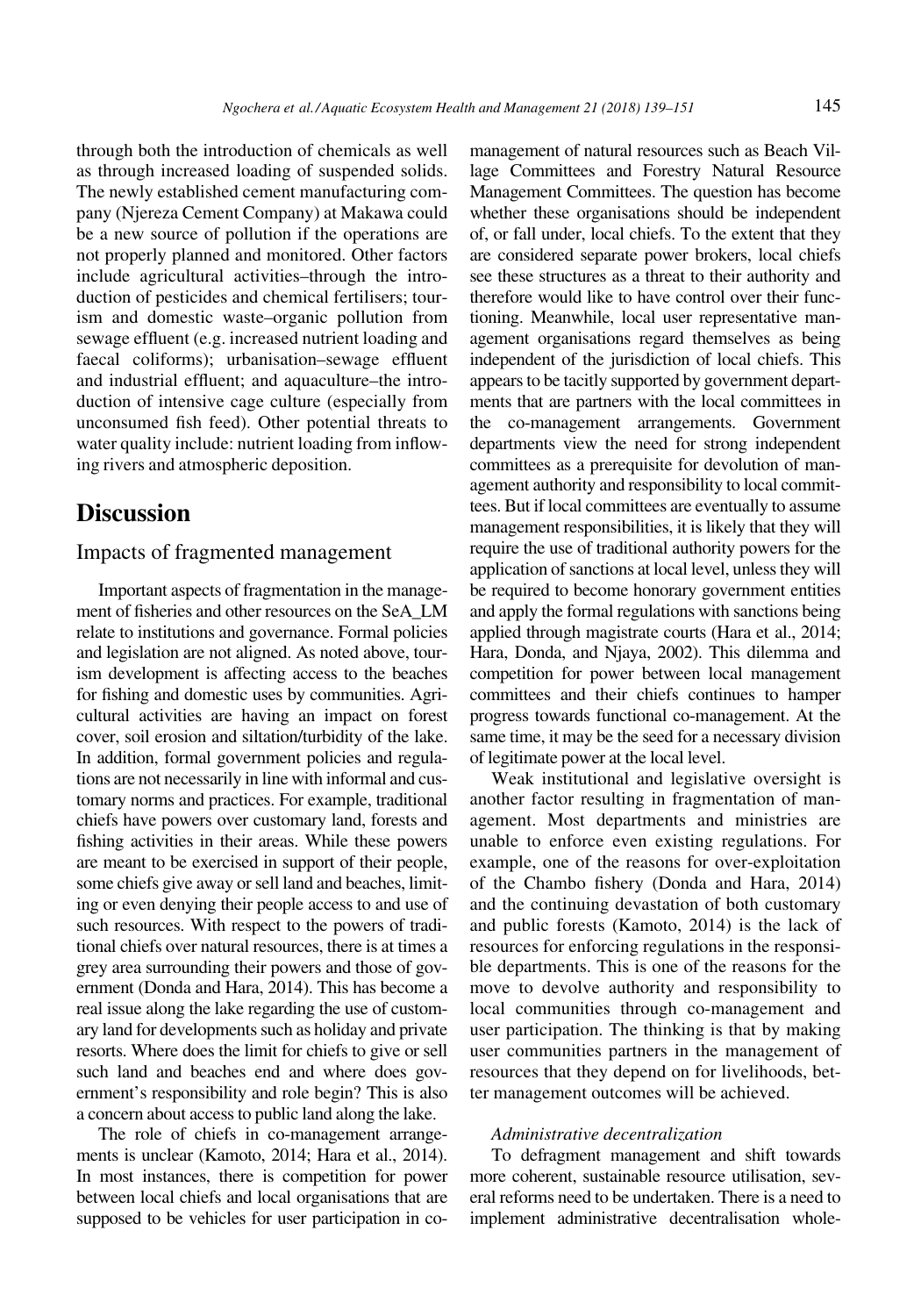through both the introduction of chemicals as well as through increased loading of suspended solids. The newly established cement manufacturing company (Njereza Cement Company) at Makawa could be a new source of pollution if the operations are not properly planned and monitored. Other factors include agricultural activities–through the introduction of pesticides and chemical fertilisers; tourism and domestic waste–organic pollution from sewage effluent (e.g. increased nutrient loading and faecal coliforms); urbanisation–sewage effluent and industrial effluent; and aquaculture–the introduction of intensive cage culture (especially from unconsumed fish feed). Other potential threats to water quality include: nutrient loading from inflowing rivers and atmospheric deposition.

# Discussion

## Impacts of fragmented management

Important aspects of fragmentation in the management of fisheries and other resources on the SeA_LM relate to institutions and governance. Formal policies and legislation are not aligned. As noted above, tourism development is affecting access to the beaches for fishing and domestic uses by communities. Agricultural activities are having an impact on forest cover, soil erosion and siltation/turbidity of the lake. In addition, formal government policies and regulations are not necessarily in line with informal and customary norms and practices. For example, traditional chiefs have powers over customary land, forests and fishing activities in their areas. While these powers are meant to be exercised in support of their people, some chiefs give away or sell land and beaches, limiting or even denying their people access to and use of such resources. With respect to the powers of traditional chiefs over natural resources, there is at times a grey area surrounding their powers and those of government (Donda and Hara, 2014). This has become a real issue along the lake regarding the use of customary land for developments such as holiday and private resorts. Where does the limit for chiefs to give or sell such land and beaches end and where does government's responsibility and role begin? This is also a concern about access to public land along the lake.

The role of chiefs in co-management arrangements is unclear (Kamoto, 2014; Hara et al., 2014). In most instances, there is competition for power between local chiefs and local organisations that are supposed to be vehicles for user participation in co-management of natural resources such as Beach Village Committees and Forestry Natural Resource Management Committees. The question has become whether these organisations should be independent of, or fall under, local chiefs. To the extent that they are considered separate power brokers, local chiefs see these structures as a threat to their authority and therefore would like to have control over their functioning. Meanwhile, local user representative management organisations regard themselves as being independent of the jurisdiction of local chiefs. This appears to be tacitly supported by government departments that are partners with the local committees in the co-management arrangements. Government departments view the need for strong independent committees as a prerequisite for devolution of management authority and responsibility to local committees. But if local committees are eventually to assume management responsibilities, it is likely that they will require the use of traditional authority powers for the application of sanctions at local level, unless they will be required to become honorary government entities and apply the formal regulations with sanctions being applied through magistrate courts (Hara et al., 2014; Hara, Donda, and Njaya, 2002). This dilemma and competition for power between local management committees and their chiefs continues to hamper progress towards functional co-management. At the same time, it may be the seed for a necessary division of legitimate power at the local level.

Weak institutional and legislative oversight is another factor resulting in fragmentation of management. Most departments and ministries are unable to enforce even existing regulations. For example, one of the reasons for over-exploitation of the Chambo fishery (Donda and Hara, 2014) and the continuing devastation of both customary and public forests (Kamoto, 2014) is the lack of resources for enforcing regulations in the responsible departments. This is one of the reasons for the move to devolve authority and responsibility to local communities through co-management and user participation. The thinking is that by making user communities partners in the management of resources that they depend on for livelihoods, better management outcomes will be achieved.

### *Administrative decentralization*

To defragment management and shift towards more coherent, sustainable resource utilisation, several reforms need to be undertaken. There is a need to implement administrative decentralisation whole-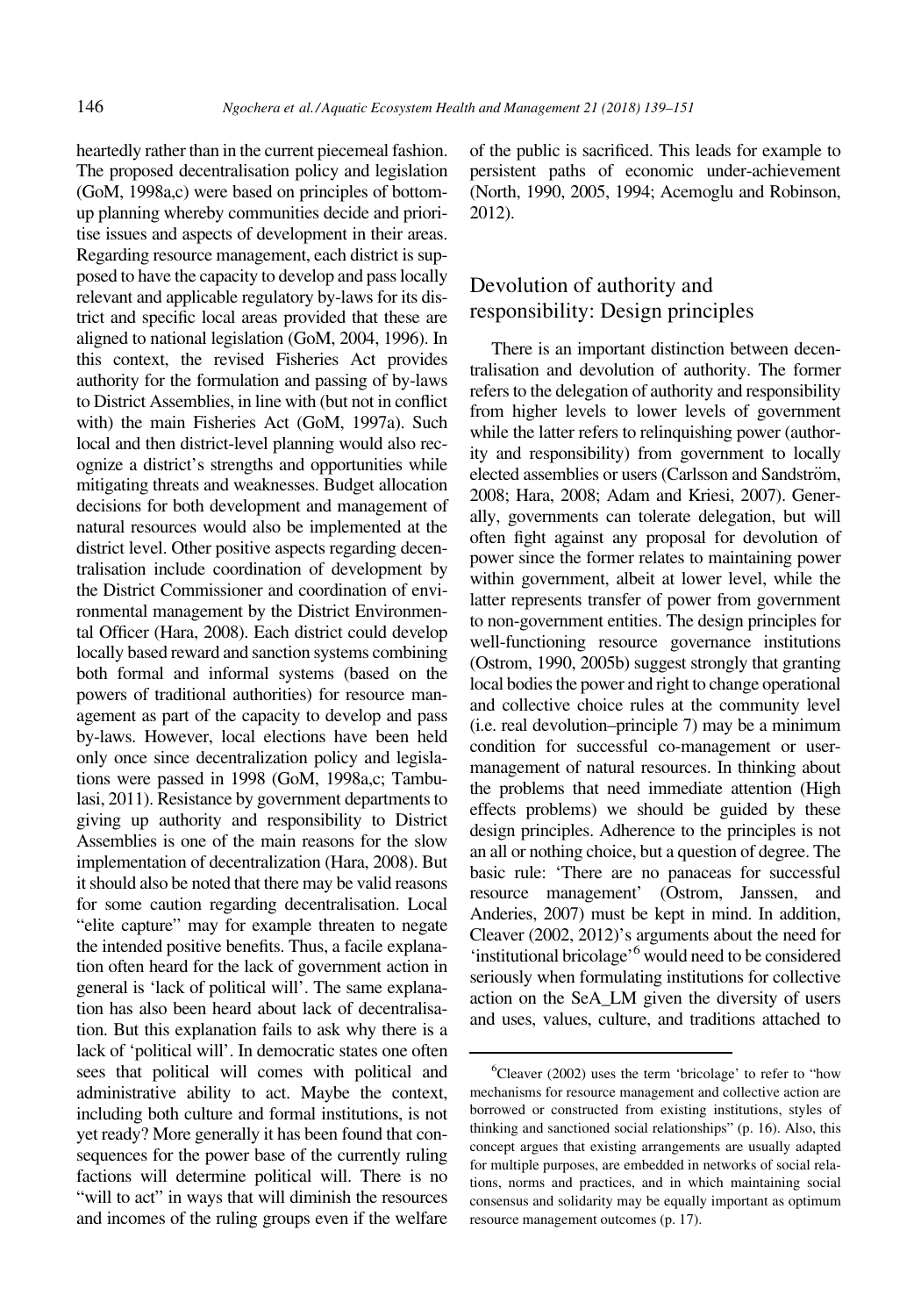heartedly rather than in the current piecemeal fashion. The proposed decentralisation policy and legislation (GoM, 1998a,c) were based on principles of bottom-up planning whereby communities decide and prioritise issues and aspects of development in their areas. Regarding resource management, each district is supposed to have the capacity to develop and pass locally relevant and applicable regulatory by-laws for its district and specific local areas provided that these are aligned to national legislation (GoM, 2004, 1996). In this context, the revised Fisheries Act provides authority for the formulation and passing of by-laws to District Assemblies, in line with (but not in conflict with) the main Fisheries Act (GoM, 1997a). Such local and then district-level planning would also recognize a district's strengths and opportunities while mitigating threats and weaknesses. Budget allocation decisions for both development and management of natural resources would also be implemented at the district level. Other positive aspects regarding decentralisation include coordination of development by the District Commissioner and coordination of environmental management by the District Environmental Officer (Hara, 2008). Each district could develop locally based reward and sanction systems combining both formal and informal systems (based on the powers of traditional authorities) for resource management as part of the capacity to develop and pass by-laws. However, local elections have been held only once since decentralization policy and legislations were passed in 1998 (GoM, 1998a,c; Tambulasi, 2011). Resistance by government departments to giving up authority and responsibility to District Assemblies is one of the main reasons for the slow implementation of decentralization (Hara, 2008). But it should also be noted that there may be valid reasons for some caution regarding decentralisation. Local "elite capture" may for example threaten to negate the intended positive benefits. Thus, a facile explanation often heard for the lack of government action in general is 'lack of political will'. The same explanation has also been heard about lack of decentralisation. But this explanation fails to ask why there is a lack of 'political will'. In democratic states one often sees that political will comes with political and administrative ability to act. Maybe the context, including both culture and formal institutions, is not yet ready? More generally it has been found that consequences for the power base of the currently ruling factions will determine political will. There is no "will to act" in ways that will diminish the resources and incomes of the ruling groups even if the welfare of the public is sacrificed. This leads for example to persistent paths of economic under-achievement (North, 1990, 2005, 1994; Acemoglu and Robinson, 2012).

## Devolution of authority and responsibility: Design principles

There is an important distinction between decentralisation and devolution of authority. The former refers to the delegation of authority and responsibility from higher levels to lower levels of government while the latter refers to relinquishing power (authority and responsibility) from government to locally elected assemblies or users (Carlsson and Sandström, 2008; Hara, 2008; Adam and Kriesi, 2007). Generally, governments can tolerate delegation, but will often fight against any proposal for devolution of power since the former relates to maintaining power within government, albeit at lower level, while the latter represents transfer of power from government to non-government entities. The design principles for well-functioning resource governance institutions (Ostrom, 1990, 2005b) suggest strongly that granting local bodies the power and right to change operational and collective choice rules at the community level (i.e. real devolution–principle 7) may be a minimum condition for successful co-management or user-management of natural resources. In thinking about the problems that need immediate attention (High effects problems) we should be guided by these design principles. Adherence to the principles is not an all or nothing choice, but a question of degree. The basic rule: 'There are no panaceas for successful resource management' (Ostrom, Janssen, and Anderies, 2007) must be kept in mind. In addition, Cleaver (2002, 2012)'s arguments about the need for 'institutional bricolage'[6] would need to be considered seriously when formulating institutions for collective action on the SeA_LM given the diversity of users and uses, values, culture, and traditions attached to

[6] Cleaver (2002) uses the term 'bricolage' to refer to "how mechanisms for resource management and collective action are borrowed or constructed from existing institutions, styles of thinking and sanctioned social relationships" (p. 16). Also, this concept argues that existing arrangements are usually adapted for multiple purposes, are embedded in networks of social relations, norms and practices, and in which maintaining social consensus and solidarity may be equally important as optimum resource management outcomes (p. 17).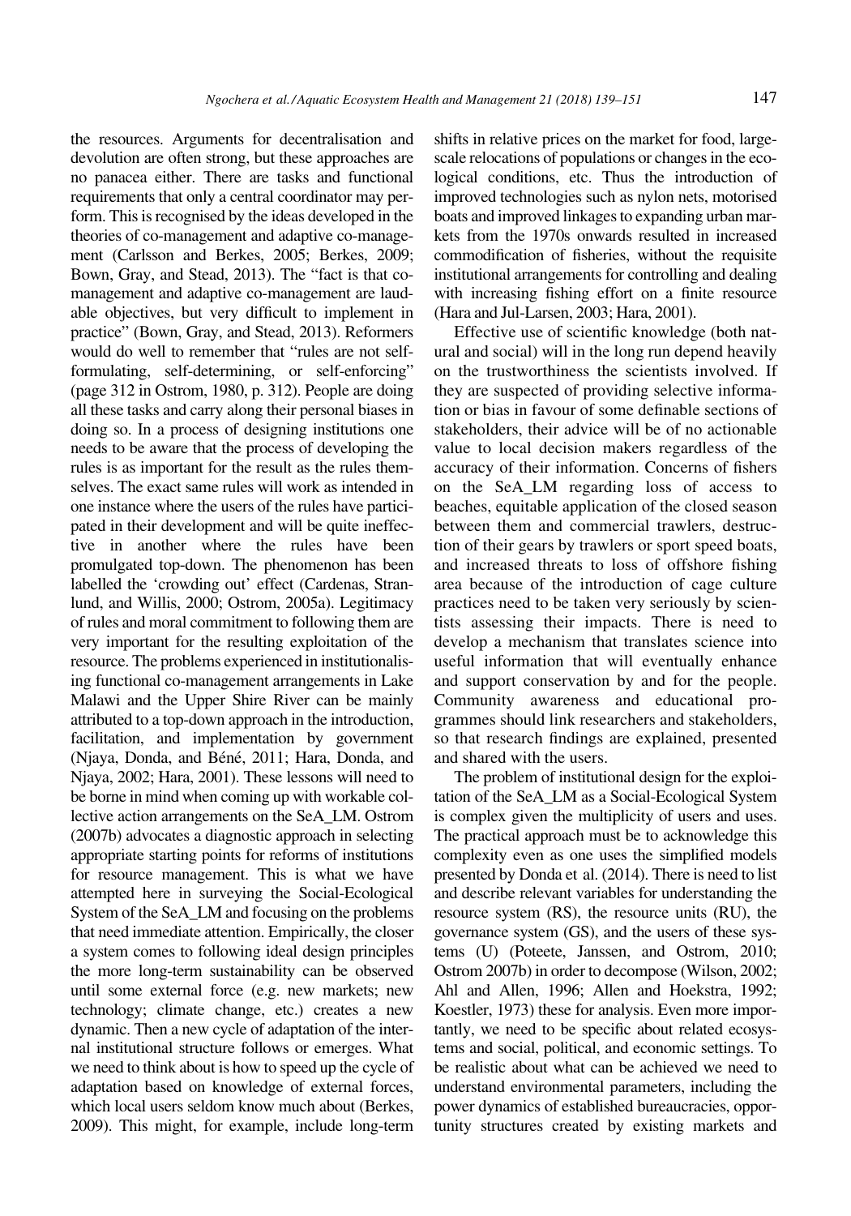the resources. Arguments for decentralisation and devolution are often strong, but these approaches are no panacea either. There are tasks and functional requirements that only a central coordinator may perform. This is recognised by the ideas developed in the theories of co-management and adaptive co-management (Carlsson and Berkes, 2005; Berkes, 2009; Bown, Gray, and Stead, 2013). The "fact is that co-management and adaptive co-management are laudable objectives, but very difficult to implement in practice" (Bown, Gray, and Stead, 2013). Reformers would do well to remember that "rules are not self-formulating, self-determining, or self-enforcing" (page 312 in Ostrom, 1980, p. 312). People are doing all these tasks and carry along their personal biases in doing so. In a process of designing institutions one needs to be aware that the process of developing the rules is as important for the result as the rules themselves. The exact same rules will work as intended in one instance where the users of the rules have participated in their development and will be quite ineffective in another where the rules have been promulgated top-down. The phenomenon has been labelled the 'crowding out' effect (Cardenas, Stranlund, and Willis, 2000; Ostrom, 2005a). Legitimacy of rules and moral commitment to following them are very important for the resulting exploitation of the resource. The problems experienced in institutionalising functional co-management arrangements in Lake Malawi and the Upper Shire River can be mainly attributed to a top-down approach in the introduction, facilitation, and implementation by government (Njaya, Donda, and Béné, 2011; Hara, Donda, and Njaya, 2002; Hara, 2001). These lessons will need to be borne in mind when coming up with workable collective action arrangements on the SeA_LM. Ostrom (2007b) advocates a diagnostic approach in selecting appropriate starting points for reforms of institutions for resource management. This is what we have attempted here in surveying the Social-Ecological System of the SeA_LM and focusing on the problems that need immediate attention. Empirically, the closer a system comes to following ideal design principles the more long-term sustainability can be observed until some external force (e.g. new markets; new technology; climate change, etc.) creates a new dynamic. Then a new cycle of adaptation of the internal institutional structure follows or emerges. What we need to think about is how to speed up the cycle of adaptation based on knowledge of external forces, which local users seldom know much about (Berkes, 2009). This might, for example, include long-term shifts in relative prices on the market for food, large-scale relocations of populations or changes in the ecological conditions, etc. Thus the introduction of improved technologies such as nylon nets, motorised boats and improved linkages to expanding urban markets from the 1970s onwards resulted in increased commodification of fisheries, without the requisite institutional arrangements for controlling and dealing with increasing fishing effort on a finite resource (Hara and Jul-Larsen, 2003; Hara, 2001).

Effective use of scientific knowledge (both natural and social) will in the long run depend heavily on the trustworthiness the scientists involved. If they are suspected of providing selective information or bias in favour of some definable sections of stakeholders, their advice will be of no actionable value to local decision makers regardless of the accuracy of their information. Concerns of fishers on the SeA_LM regarding loss of access to beaches, equitable application of the closed season between them and commercial trawlers, destruction of their gears by trawlers or sport speed boats, and increased threats to loss of offshore fishing area because of the introduction of cage culture practices need to be taken very seriously by scientists assessing their impacts. There is need to develop a mechanism that translates science into useful information that will eventually enhance and support conservation by and for the people. Community awareness and educational programmes should link researchers and stakeholders, so that research findings are explained, presented and shared with the users.

The problem of institutional design for the exploitation of the SeA_LM as a Social-Ecological System is complex given the multiplicity of users and uses. The practical approach must be to acknowledge this complexity even as one uses the simplified models presented by Donda et al. (2014). There is need to list and describe relevant variables for understanding the resource system (RS), the resource units (RU), the governance system (GS), and the users of these systems (U) (Poteete, Janssen, and Ostrom, 2010; Ostrom 2007b) in order to decompose (Wilson, 2002; Ahl and Allen, 1996; Allen and Hoekstra, 1992; Koestler, 1973) these for analysis. Even more importantly, we need to be specific about related ecosystems and social, political, and economic settings. To be realistic about what can be achieved we need to understand environmental parameters, including the power dynamics of established bureaucracies, opportunity structures created by existing markets and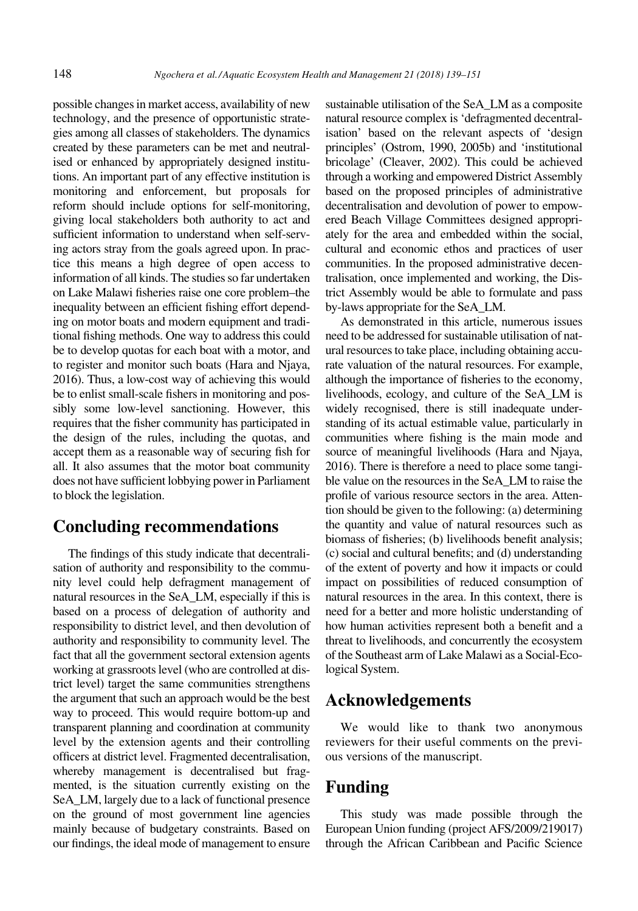possible changes in market access, availability of new technology, and the presence of opportunistic strategies among all classes of stakeholders. The dynamics created by these parameters can be met and neutralised or enhanced by appropriately designed institutions. An important part of any effective institution is monitoring and enforcement, but proposals for reform should include options for self-monitoring, giving local stakeholders both authority to act and sufficient information to understand when self-serving actors stray from the goals agreed upon. In practice this means a high degree of open access to information of all kinds. The studies so far undertaken on Lake Malawi fisheries raise one core problem–the inequality between an efficient fishing effort depending on motor boats and modern equipment and traditional fishing methods. One way to address this could be to develop quotas for each boat with a motor, and to register and monitor such boats (Hara and Njaya, 2016). Thus, a low-cost way of achieving this would be to enlist small-scale fishers in monitoring and possibly some low-level sanctioning. However, this requires that the fisher community has participated in the design of the rules, including the quotas, and accept them as a reasonable way of securing fish for all. It also assumes that the motor boat community does not have sufficient lobbying power in Parliament to block the legislation.

## Concluding recommendations

The findings of this study indicate that decentralisation of authority and responsibility to the community level could help defragment management of natural resources in the SeA_LM, especially if this is based on a process of delegation of authority and responsibility to district level, and then devolution of authority and responsibility to community level. The fact that all the government sectoral extension agents working at grassroots level (who are controlled at district level) target the same communities strengthens the argument that such an approach would be the best way to proceed. This would require bottom-up and transparent planning and coordination at community level by the extension agents and their controlling officers at district level. Fragmented decentralisation, whereby management is decentralised but fragmented, is the situation currently existing on the SeA_LM, largely due to a lack of functional presence on the ground of most government line agencies mainly because of budgetary constraints. Based on our findings, the ideal mode of management to ensure sustainable utilisation of the SeA_LM as a composite natural resource complex is 'defragmented decentralisation' based on the relevant aspects of 'design principles' (Ostrom, 1990, 2005b) and 'institutional bricolage' (Cleaver, 2002). This could be achieved through a working and empowered District Assembly based on the proposed principles of administrative decentralisation and devolution of power to empowered Beach Village Committees designed appropriately for the area and embedded within the social, cultural and economic ethos and practices of user communities. In the proposed administrative decentralisation, once implemented and working, the District Assembly would be able to formulate and pass by-laws appropriate for the SeA_LM.

As demonstrated in this article, numerous issues need to be addressed for sustainable utilisation of natural resources to take place, including obtaining accurate valuation of the natural resources. For example, although the importance of fisheries to the economy, livelihoods, ecology, and culture of the SeA_LM is widely recognised, there is still inadequate understanding of its actual estimable value, particularly in communities where fishing is the main mode and source of meaningful livelihoods (Hara and Njaya, 2016). There is therefore a need to place some tangible value on the resources in the SeA_LM to raise the profile of various resource sectors in the area. Attention should be given to the following: (a) determining the quantity and value of natural resources such as biomass of fisheries; (b) livelihoods benefit analysis; (c) social and cultural benefits; and (d) understanding of the extent of poverty and how it impacts or could impact on possibilities of reduced consumption of natural resources in the area. In this context, there is need for a better and more holistic understanding of how human activities represent both a benefit and a threat to livelihoods, and concurrently the ecosystem of the Southeast arm of Lake Malawi as a Social-Ecological System.

## Acknowledgements

We would like to thank two anonymous reviewers for their useful comments on the previous versions of the manuscript.

## Funding

This study was made possible through the European Union funding (project AFS/2009/219017) through the African Caribbean and Pacific Science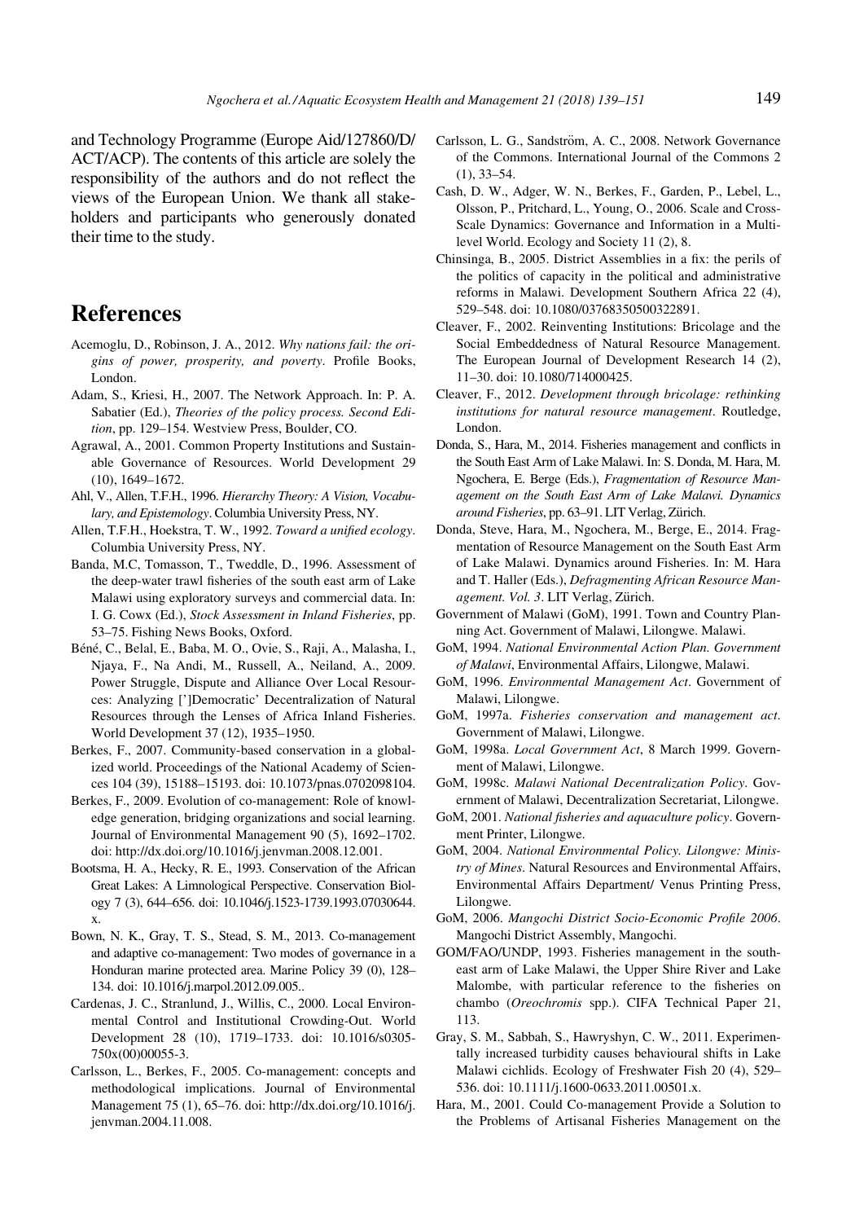and Technology Programme (Europe Aid/127860/D/ACT/ACP). The contents of this article are solely the responsibility of the authors and do not reflect the views of the European Union. We thank all stakeholders and participants who generously donated their time to the study.

## References

Acemoglu, D., Robinson, J. A., 2012. *Why nations fail: the origins of power, prosperity, and poverty*. Profile Books, London.

Adam, S., Kriesi, H., 2007. The Network Approach. In: P. A. Sabatier (Ed.), *Theories of the policy process. Second Edition*, pp. 129–154. Westview Press, Boulder, CO.

Agrawal, A., 2001. Common Property Institutions and Sustainable Governance of Resources. World Development 29 (10), 1649–1672.

Ahl, V., Allen, T.F.H., 1996. *Hierarchy Theory: A Vision, Vocabulary, and Epistemology*. Columbia University Press, NY.

Allen, T.F.H., Hoekstra, T. W., 1992. *Toward a unified ecology*. Columbia University Press, NY.

Banda, M.C, Tomasson, T., Tweddle, D., 1996. Assessment of the deep-water trawl fisheries of the south east arm of Lake Malawi using exploratory surveys and commercial data. In: I. G. Cowx (Ed.), *Stock Assessment in Inland Fisheries*, pp. 53–75. Fishing News Books, Oxford.

Béné, C., Belal, E., Baba, M. O., Ovie, S., Raji, A., Malasha, I., Njaya, F., Na Andi, M., Russell, A., Neiland, A., 2009. Power Struggle, Dispute and Alliance Over Local Resources: Analyzing [']Democratic' Decentralization of Natural Resources through the Lenses of Africa Inland Fisheries. World Development 37 (12), 1935–1950.

Berkes, F., 2007. Community-based conservation in a globalized world. Proceedings of the National Academy of Sciences 104 (39), 15188–15193. doi: 10.1073/pnas.0702098104.

Berkes, F., 2009. Evolution of co-management: Role of knowledge generation, bridging organizations and social learning. Journal of Environmental Management 90 (5), 1692–1702. doi: http://dx.doi.org/10.1016/j.jenvman.2008.12.001.

Bootsma, H. A., Hecky, R. E., 1993. Conservation of the African Great Lakes: A Limnological Perspective. Conservation Biology 7 (3), 644–656. doi: 10.1046/j.1523-1739.1993.07030644.x.

Bown, N. K., Gray, T. S., Stead, S. M., 2013. Co-management and adaptive co-management: Two modes of governance in a Honduran marine protected area. Marine Policy 39 (0), 128–134. doi: 10.1016/j.marpol.2012.09.005..

Cardenas, J. C., Stranlund, J., Willis, C., 2000. Local Environmental Control and Institutional Crowding-Out. World Development 28 (10), 1719–1733. doi: 10.1016/s0305-750x(00)00055-3.

Carlsson, L., Berkes, F., 2005. Co-management: concepts and methodological implications. Journal of Environmental Management 75 (1), 65–76. doi: http://dx.doi.org/10.1016/j.jenvman.2004.11.008.

Carlsson, L. G., Sandström, A. C., 2008. Network Governance of the Commons. International Journal of the Commons 2 (1), 33–54.

Cash, D. W., Adger, W. N., Berkes, F., Garden, P., Lebel, L., Olsson, P., Pritchard, L., Young, O., 2006. Scale and Cross-Scale Dynamics: Governance and Information in a Multilevel World. Ecology and Society 11 (2), 8.

Chinsinga, B., 2005. District Assemblies in a fix: the perils of the politics of capacity in the political and administrative reforms in Malawi. Development Southern Africa 22 (4), 529–548. doi: 10.1080/03768350500322891.

Cleaver, F., 2002. Reinventing Institutions: Bricolage and the Social Embeddedness of Natural Resource Management. The European Journal of Development Research 14 (2), 11–30. doi: 10.1080/714000425.

Cleaver, F., 2012. *Development through bricolage: rethinking institutions for natural resource management*. Routledge, London.

Donda, S., Hara, M., 2014. Fisheries management and conflicts in the South East Arm of Lake Malawi. In: S. Donda, M. Hara, M. Ngochera, E. Berge (Eds.), *Fragmentation of Resource Management on the South East Arm of Lake Malawi. Dynamics around Fisheries*, pp. 63–91. LIT Verlag, Zürich.

Donda, Steve, Hara, M., Ngochera, M., Berge, E., 2014. Fragmentation of Resource Management on the South East Arm of Lake Malawi. Dynamics around Fisheries. In: M. Hara and T. Haller (Eds.), *Defragmenting African Resource Management. Vol. 3*. LIT Verlag, Zürich.

Government of Malawi (GoM), 1991. Town and Country Planning Act. Government of Malawi, Lilongwe. Malawi.

GoM, 1994. *National Environmental Action Plan. Government of Malawi*, Environmental Affairs, Lilongwe, Malawi.

GoM, 1996. *Environmental Management Act*. Government of Malawi, Lilongwe.

GoM, 1997a. *Fisheries conservation and management act*. Government of Malawi, Lilongwe.

GoM, 1998a. *Local Government Act*, 8 March 1999. Government of Malawi, Lilongwe.

GoM, 1998c. *Malawi National Decentralization Policy*. Government of Malawi, Decentralization Secretariat, Lilongwe.

GoM, 2001. *National fisheries and aquaculture policy*. Government Printer, Lilongwe.

GoM, 2004. *National Environmental Policy. Lilongwe: Ministry of Mines*. Natural Resources and Environmental Affairs, Environmental Affairs Department/ Venus Printing Press, Lilongwe.

GoM, 2006. *Mangochi District Socio-Economic Profile 2006*. Mangochi District Assembly, Mangochi.

GOM/FAO/UNDP, 1993. Fisheries management in the south-east arm of Lake Malawi, the Upper Shire River and Lake Malombe, with particular reference to the fisheries on chambo (*Oreochromis* spp.). CIFA Technical Paper 21, 113.

Gray, S. M., Sabbah, S., Hawryshyn, C. W., 2011. Experimentally increased turbidity causes behavioural shifts in Lake Malawi cichlids. Ecology of Freshwater Fish 20 (4), 529–536. doi: 10.1111/j.1600-0633.2011.00501.x.

Hara, M., 2001. Could Co-management Provide a Solution to the Problems of Artisanal Fisheries Management on the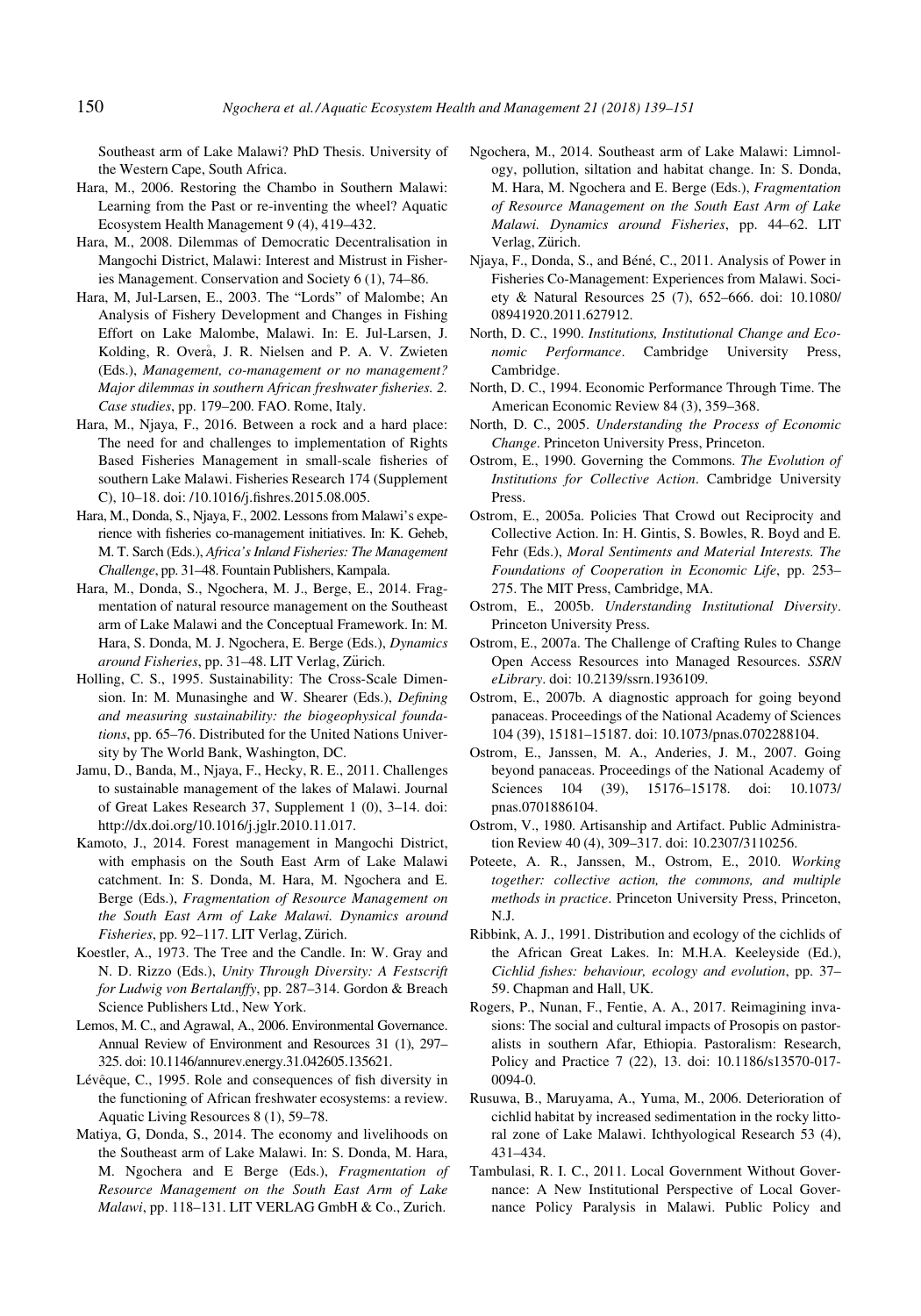Southeast arm of Lake Malawi? PhD Thesis. University of the Western Cape, South Africa.

Hara, M., 2006. Restoring the Chambo in Southern Malawi: Learning from the Past or re-inventing the wheel? Aquatic Ecosystem Health Management 9 (4), 419–432.

Hara, M., 2008. Dilemmas of Democratic Decentralisation in Mangochi District, Malawi: Interest and Mistrust in Fisheries Management. Conservation and Society 6 (1), 74–86.

Hara, M, Jul-Larsen, E., 2003. The "Lords" of Malombe; An Analysis of Fishery Development and Changes in Fishing Effort on Lake Malombe, Malawi. In: E. Jul-Larsen, J. Kolding, R. Overà, J. R. Nielsen and P. A. V. Zwieten (Eds.), *Management, co-management or no management? Major dilemmas in southern African freshwater fisheries. 2. Case studies*, pp. 179–200. FAO. Rome, Italy.

Hara, M., Njaya, F., 2016. Between a rock and a hard place: The need for and challenges to implementation of Rights Based Fisheries Management in small-scale fisheries of southern Lake Malawi. Fisheries Research 174 (Supplement C), 10–18. doi: /10.1016/j.fishres.2015.08.005.

Hara, M., Donda, S., Njaya, F., 2002. Lessons from Malawi's experience with fisheries co-management initiatives. In: K. Geheb, M. T. Sarch (Eds.), *Africa's Inland Fisheries: The Management Challenge*, pp. 31–48. Fountain Publishers, Kampala.

Hara, M., Donda, S., Ngochera, M. J., Berge, E., 2014. Fragmentation of natural resource management on the Southeast arm of Lake Malawi and the Conceptual Framework. In: M. Hara, S. Donda, M. J. Ngochera, E. Berge (Eds.), *Dynamics around Fisheries*, pp. 31–48. LIT Verlag, Zürich.

Holling, C. S., 1995. Sustainability: The Cross-Scale Dimension. In: M. Munasinghe and W. Shearer (Eds.), *Defining and measuring sustainability: the biogeophysical foundations*, pp. 65–76. Distributed for the United Nations University by The World Bank, Washington, DC.

Jamu, D., Banda, M., Njaya, F., Hecky, R. E., 2011. Challenges to sustainable management of the lakes of Malawi. Journal of Great Lakes Research 37, Supplement 1 (0), 3–14. doi: http://dx.doi.org/10.1016/j.jglr.2010.11.017.

Kamoto, J., 2014. Forest management in Mangochi District, with emphasis on the South East Arm of Lake Malawi catchment. In: S. Donda, M. Hara, M. Ngochera and E. Berge (Eds.), *Fragmentation of Resource Management on the South East Arm of Lake Malawi. Dynamics around Fisheries*, pp. 92–117. LIT Verlag, Zürich.

Koestler, A., 1973. The Tree and the Candle. In: W. Gray and N. D. Rizzo (Eds.), *Unity Through Diversity: A Festscrift for Ludwig von Bertalanffy*, pp. 287–314. Gordon & Breach Science Publishers Ltd., New York.

Lemos, M. C., and Agrawal, A., 2006. Environmental Governance. Annual Review of Environment and Resources 31 (1), 297–325. doi: 10.1146/annurev.energy.31.042605.135621.

Lévêque, C., 1995. Role and consequences of fish diversity in the functioning of African freshwater ecosystems: a review. Aquatic Living Resources 8 (1), 59–78.

Matiya, G, Donda, S., 2014. The economy and livelihoods on the Southeast arm of Lake Malawi. In: S. Donda, M. Hara, M. Ngochera and E Berge (Eds.), *Fragmentation of Resource Management on the South East Arm of Lake Malawi*, pp. 118–131. LIT VERLAG GmbH & Co., Zurich.

Ngochera, M., 2014. Southeast arm of Lake Malawi: Limnology, pollution, siltation and habitat change. In: S. Donda, M. Hara, M. Ngochera and E. Berge (Eds.), *Fragmentation of Resource Management on the South East Arm of Lake Malawi. Dynamics around Fisheries*, pp. 44–62. LIT Verlag, Zürich.

Njaya, F., Donda, S., and Béné, C., 2011. Analysis of Power in Fisheries Co-Management: Experiences from Malawi. Society & Natural Resources 25 (7), 652–666. doi: 10.1080/08941920.2011.627912.

North, D. C., 1990. *Institutions, Institutional Change and Economic Performance*. Cambridge University Press, Cambridge.

North, D. C., 1994. Economic Performance Through Time. The American Economic Review 84 (3), 359–368.

North, D. C., 2005. *Understanding the Process of Economic Change*. Princeton University Press, Princeton.

Ostrom, E., 1990. Governing the Commons. *The Evolution of Institutions for Collective Action*. Cambridge University Press.

Ostrom, E., 2005a. Policies That Crowd out Reciprocity and Collective Action. In: H. Gintis, S. Bowles, R. Boyd and E. Fehr (Eds.), *Moral Sentiments and Material Interests. The Foundations of Cooperation in Economic Life*, pp. 253–275. The MIT Press, Cambridge, MA.

Ostrom, E., 2005b. *Understanding Institutional Diversity*. Princeton University Press.

Ostrom, E., 2007a. The Challenge of Crafting Rules to Change Open Access Resources into Managed Resources. *SSRN eLibrary*. doi: 10.2139/ssrn.1936109.

Ostrom, E., 2007b. A diagnostic approach for going beyond panaceas. Proceedings of the National Academy of Sciences 104 (39), 15181–15187. doi: 10.1073/pnas.0702288104.

Ostrom, E., Janssen, M. A., Anderies, J. M., 2007. Going beyond panaceas. Proceedings of the National Academy of Sciences 104 (39), 15176–15178. doi: 10.1073/pnas.0701886104.

Ostrom, V., 1980. Artisanship and Artifact. Public Administration Review 40 (4), 309–317. doi: 10.2307/3110256.

Poteete, A. R., Janssen, M., Ostrom, E., 2010. *Working together: collective action, the commons, and multiple methods in practice*. Princeton University Press, Princeton, N.J.

Ribbink, A. J., 1991. Distribution and ecology of the cichlids of the African Great Lakes. In: M.H.A. Keeleyside (Ed.), *Cichlid fishes: behaviour, ecology and evolution*, pp. 37–59. Chapman and Hall, UK.

Rogers, P., Nunan, F., Fentie, A. A., 2017. Reimagining invasions: The social and cultural impacts of Prosopis on pastoralists in southern Afar, Ethiopia. Pastoralism: Research, Policy and Practice 7 (22), 13. doi: 10.1186/s13570-017-0094-0.

Rusuwa, B., Maruyama, A., Yuma, M., 2006. Deterioration of cichlid habitat by increased sedimentation in the rocky littoral zone of Lake Malawi. Ichthyological Research 53 (4), 431–434.

Tambulasi, R. I. C., 2011. Local Government Without Governance: A New Institutional Perspective of Local Governance Policy Paralysis in Malawi. Public Policy and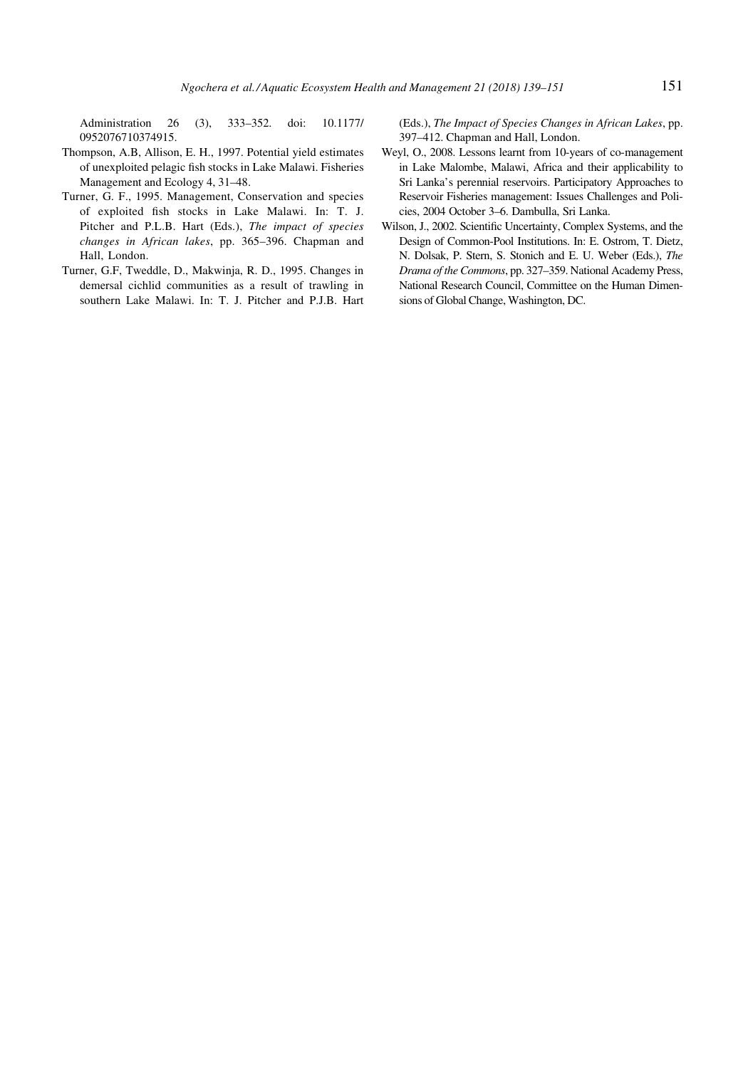Administration 26 (3), 333–352. doi: 10.1177/0952076710374915.

Thompson, A.B, Allison, E. H., 1997. Potential yield estimates of unexploited pelagic fish stocks in Lake Malawi. Fisheries Management and Ecology 4, 31–48.

Turner, G. F., 1995. Management, Conservation and species of exploited fish stocks in Lake Malawi. In: T. J. Pitcher and P.L.B. Hart (Eds.), *The impact of species changes in African lakes*, pp. 365–396. Chapman and Hall, London.

Turner, G.F, Tweddle, D., Makwinja, R. D., 1995. Changes in demersal cichlid communities as a result of trawling in southern Lake Malawi. In: T. J. Pitcher and P.J.B. Hart (Eds.), *The Impact of Species Changes in African Lakes*, pp. 397–412. Chapman and Hall, London.

Weyl, O., 2008. Lessons learnt from 10-years of co-management in Lake Malombe, Malawi, Africa and their applicability to Sri Lanka's perennial reservoirs. Participatory Approaches to Reservoir Fisheries management: Issues Challenges and Policies, 2004 October 3–6. Dambulla, Sri Lanka.

Wilson, J., 2002. Scientific Uncertainty, Complex Systems, and the Design of Common-Pool Institutions. In: E. Ostrom, T. Dietz, N. Dolsak, P. Stern, S. Stonich and E. U. Weber (Eds.), *The Drama of the Commons*, pp. 327–359. National Academy Press, National Research Council, Committee on the Human Dimensions of Global Change, Washington, DC.